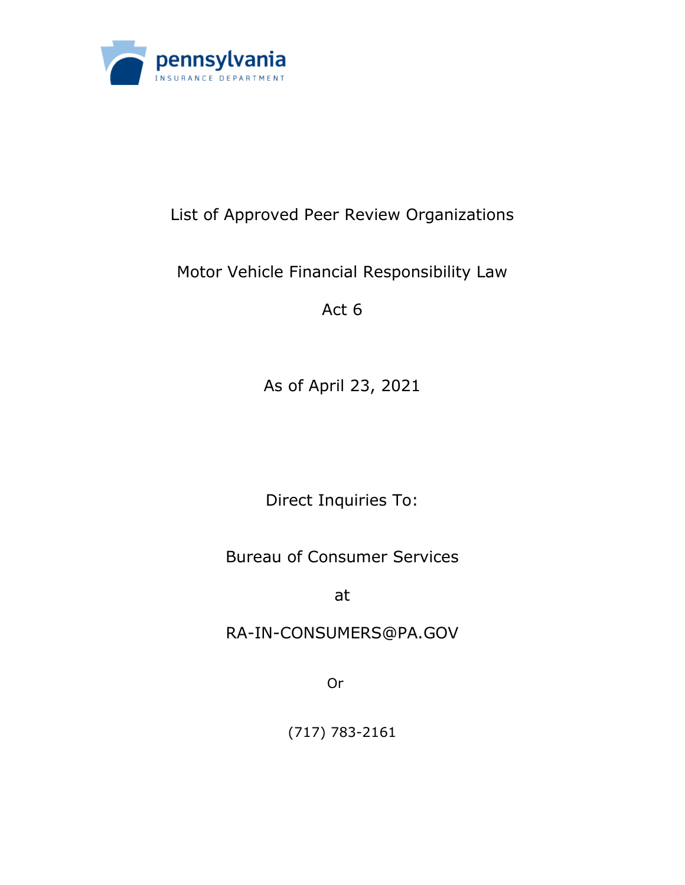pennsylvania
INSURANCE DEPARTMENT

# List of Approved Peer Review Organizations

## Motor Vehicle Financial Responsibility Law

## Act 6

As of April 23, 2021

Direct Inquiries To:

Bureau of Consumer Services

at

RA-IN-CONSUMERS@PA.GOV

Or

(717) 783-2161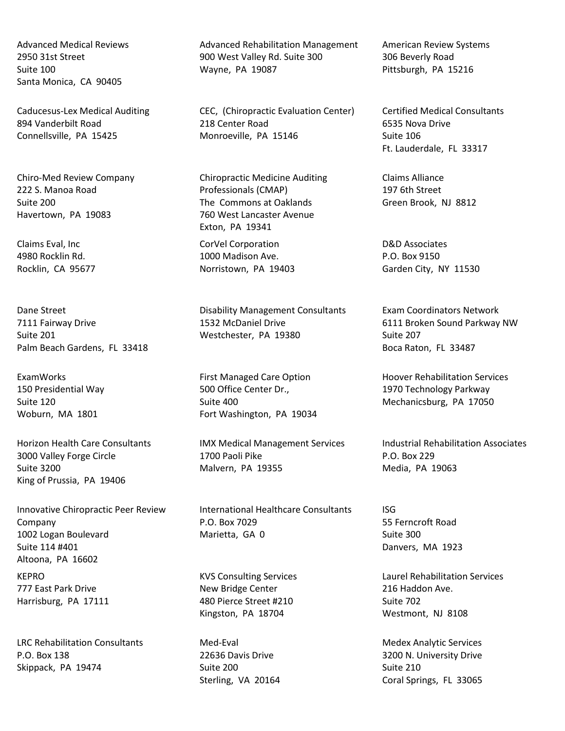Advanced Medical Reviews
2950 31st Street
Suite 100
Santa Monica, CA 90405

Advanced Rehabilitation Management
900 West Valley Rd. Suite 300
Wayne, PA 19087

American Review Systems
306 Beverly Road
Pittsburgh, PA 15216

Caducesus-Lex Medical Auditing
894 Vanderbilt Road
Connellsville, PA 15425

CEC, (Chiropractic Evaluation Center)
218 Center Road
Monroeville, PA 15146

Certified Medical Consultants
6535 Nova Drive
Suite 106
Ft. Lauderdale, FL 33317

Chiro-Med Review Company
222 S. Manoa Road
Suite 200
Havertown, PA 19083

Chiropractic Medicine Auditing Professionals (CMAP)
The Commons at Oaklands
760 West Lancaster Avenue
Exton, PA 19341

Claims Alliance
197 6th Street
Green Brook, NJ 8812

Claims Eval, Inc
4980 Rocklin Rd.
Rocklin, CA 95677

CorVel Corporation
1000 Madison Ave.
Norristown, PA 19403

D&D Associates
P.O. Box 9150
Garden City, NY 11530

Dane Street
7111 Fairway Drive
Suite 201
Palm Beach Gardens, FL 33418

Disability Management Consultants
1532 McDaniel Drive
Westchester, PA 19380

Exam Coordinators Network
6111 Broken Sound Parkway NW
Suite 207
Boca Raton, FL 33487

ExamWorks
150 Presidential Way
Suite 120
Woburn, MA 1801

First Managed Care Option
500 Office Center Dr.,
Suite 400
Fort Washington, PA 19034

Hoover Rehabilitation Services
1970 Technology Parkway
Mechanicsburg, PA 17050

Horizon Health Care Consultants
3000 Valley Forge Circle
Suite 3200
King of Prussia, PA 19406

IMX Medical Management Services
1700 Paoli Pike
Malvern, PA 19355

Industrial Rehabilitation Associates
P.O. Box 229
Media, PA 19063

Innovative Chiropractic Peer Review Company
1002 Logan Boulevard
Suite 114 #401
Altoona, PA 16602

International Healthcare Consultants
P.O. Box 7029
Marietta, GA 0

ISG
55 Ferncroft Road
Suite 300
Danvers, MA 1923

KEPRO
777 East Park Drive
Harrisburg, PA 17111

KVS Consulting Services
New Bridge Center
480 Pierce Street #210
Kingston, PA 18704

Laurel Rehabilitation Services
216 Haddon Ave.
Suite 702
Westmont, NJ 8108

LRC Rehabilitation Consultants
P.O. Box 138
Skippack, PA 19474

Med-Eval
22636 Davis Drive
Suite 200
Sterling, VA 20164

Medex Analytic Services
3200 N. University Drive
Suite 210
Coral Springs, FL 33065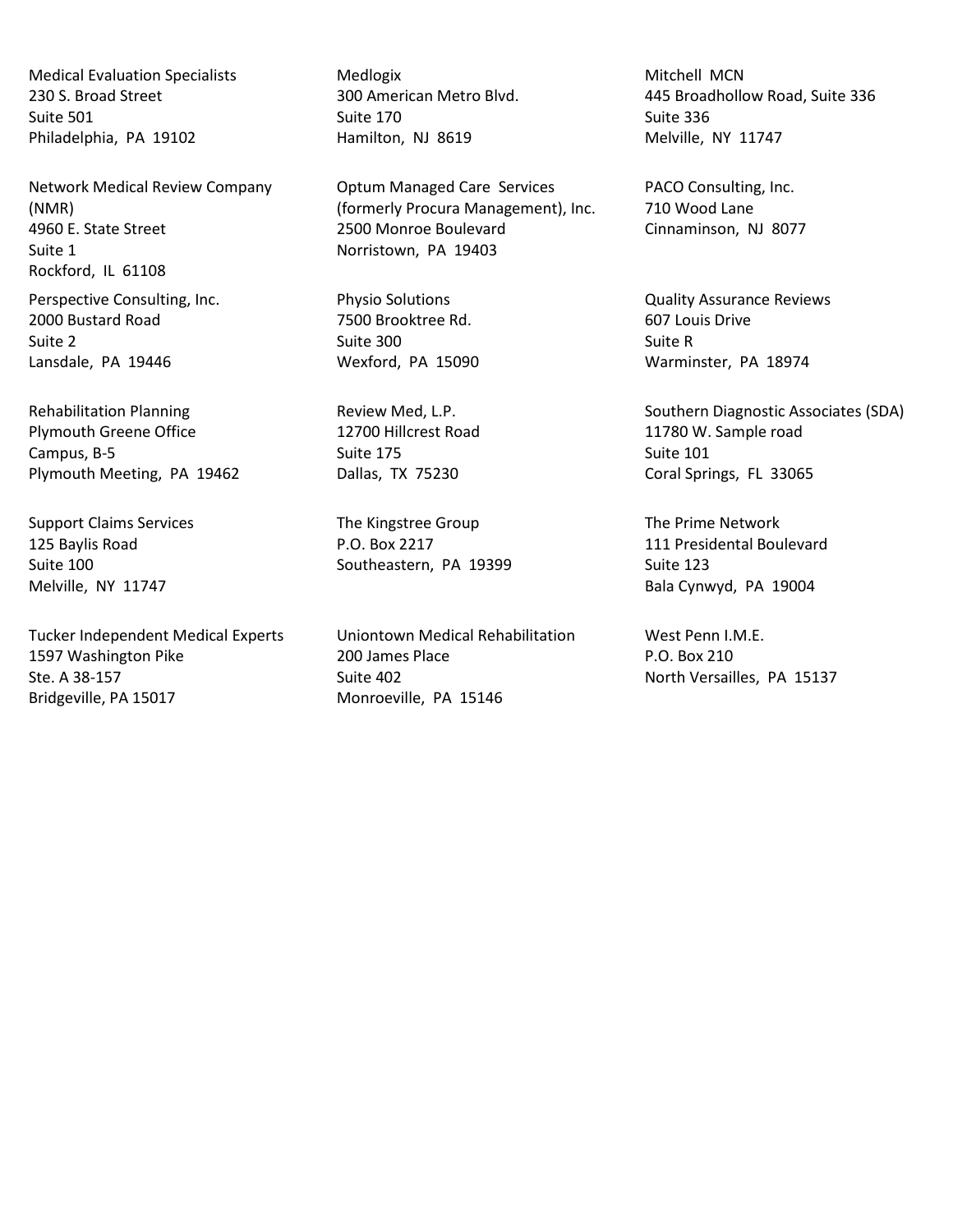Medical Evaluation Specialists
230 S. Broad Street
Suite 501
Philadelphia, PA 19102

Medlogix
300 American Metro Blvd.
Suite 170
Hamilton, NJ 8619

Mitchell MCN
445 Broadhollow Road, Suite 336
Suite 336
Melville, NY 11747

Network Medical Review Company (NMR)
4960 E. State Street
Suite 1
Rockford, IL 61108

Optum Managed Care Services (formerly Procura Management), Inc.
2500 Monroe Boulevard
Norristown, PA 19403

PACO Consulting, Inc.
710 Wood Lane
Cinnaminson, NJ 8077

Perspective Consulting, Inc.
2000 Bustard Road
Suite 2
Lansdale, PA 19446

Physio Solutions
7500 Brooktree Rd.
Suite 300
Wexford, PA 15090

Quality Assurance Reviews
607 Louis Drive
Suite R
Warminster, PA 18974

Rehabilitation Planning
Plymouth Greene Office Campus, B-5
Plymouth Meeting, PA 19462

Review Med, L.P.
12700 Hillcrest Road
Suite 175
Dallas, TX 75230

Southern Diagnostic Associates (SDA)
11780 W. Sample road
Suite 101
Coral Springs, FL 33065

Support Claims Services
125 Baylis Road
Suite 100
Melville, NY 11747

The Kingstree Group
P.O. Box 2217
Southeastern, PA 19399

The Prime Network
111 Presidental Boulevard
Suite 123
Bala Cynwyd, PA 19004

Tucker Independent Medical Experts
1597 Washington Pike
Ste. A 38-157
Bridgeville, PA 15017

Uniontown Medical Rehabilitation
200 James Place
Suite 402
Monroeville, PA 15146

West Penn I.M.E.
P.O. Box 210
North Versailles, PA 15137